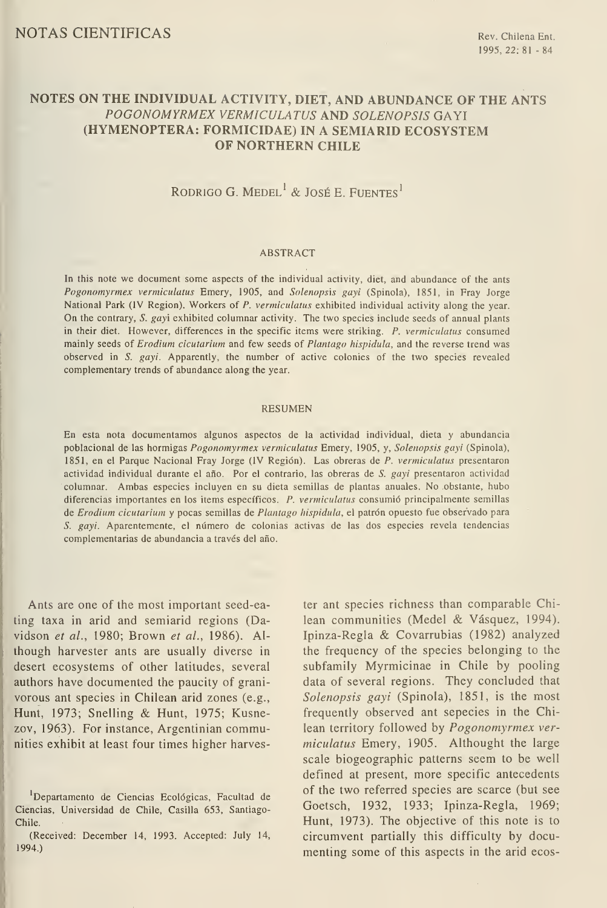NOTAS CIENTIFICAS

# NOTES ON THE INDIVIDUAL ACTIVITY, DIET, AND ABUNDANCE OF THE ANTS *POGONOMYRMEX VERMICULATUS* AND *SOLENOPSIS* GAYI (HYMENOPTERA: FORMICIDAE) IN A SEMIARID ECOSYSTEM OF NORTHERN CHILE

Rodrigo G. Medel[1] & José E. Fuentes[1]

## ABSTRACT

In this note we document some aspects of the individual activity, diet, and abundance of the ants *Pogonomyrmex vermiculatus* Emery, 1905, and *Solenopsis gayi* (Spinola), 1851, in Fray Jorge National Park (IV Region). Workers of *P. vermiculatus* exhibited individual activity along the year. On the contrary, *S. gayi* exhibited columnar activity. The two species include seeds of annual plants in their diet. However, differences in the specific items were striking. *P. vermiculatus* consumed mainly seeds of *Erodium cicutarium* and few seeds of *Plantago hispidula*, and the reverse trend was observed in *S. gayi*. Apparently, the number of active colonies of the two species revealed complementary trends of abundance along the year.

## RESUMEN

En esta nota documentamos algunos aspectos de la actividad individual, dieta y abundancia poblacional de las hormigas *Pogonomyrmex vermiculatus* Emery, 1905, y, *Solenopsis gayi* (Spinola), 1851, en el Parque Nacional Fray Jorge (IV Región). Las obreras de *P. vermiculatus* presentaron actividad individual durante el año. Por el contrario, las obreras de *S. gayi* presentaron actividad columnar. Ambas especies incluyen en su dieta semillas de plantas anuales. No obstante, hubo diferencias importantes en los items específicos. *P. vermiculatus* consumió principalmente semillas de *Erodium cicutarium* y pocas semillas de *Plantago hispidula*, el patrón opuesto fue observado para *S. gayi*. Aparentemente, el número de colonias activas de las dos especies revela tendencias complementarias de abundancia a través del año.

Ants are one of the most important seed-eating taxa in arid and semiarid regions (Davidson *et al.*, 1980; Brown *et al.*, 1986). Although harvester ants are usually diverse in desert ecosystems of other latitudes, several authors have documented the paucity of granivorous ant species in Chilean arid zones (e.g., Hunt, 1973; Snelling & Hunt, 1975; Kusnezov, 1963). For instance, Argentinian communities exhibit at least four times higher harvester ant species richness than comparable Chilean communities (Medel & Vásquez, 1994). Ipinza-Regla & Covarrubias (1982) analyzed the frequency of the species belonging to the subfamily Myrmicinae in Chile by pooling data of several regions. They concluded that *Solenopsis gayi* (Spinola), 1851, is the most frequently observed ant sepecies in the Chilean territory followed by *Pogonomyrmex vermiculatus* Emery, 1905. Althought the large scale biogeographic patterns seem to be well defined at present, more specific antecedents of the two referred species are scarce (but see Goetsch, 1932, 1933; Ipinza-Regla, 1969; Hunt, 1973). The objective of this note is to circumvent partially this difficulty by documenting some of this aspects in the arid ecos-

[1]Departamento de Ciencias Ecológicas, Facultad de Ciencias, Universidad de Chile, Casilla 653, Santiago-Chile.

(Received: December 14, 1993. Accepted: July 14, 1994.)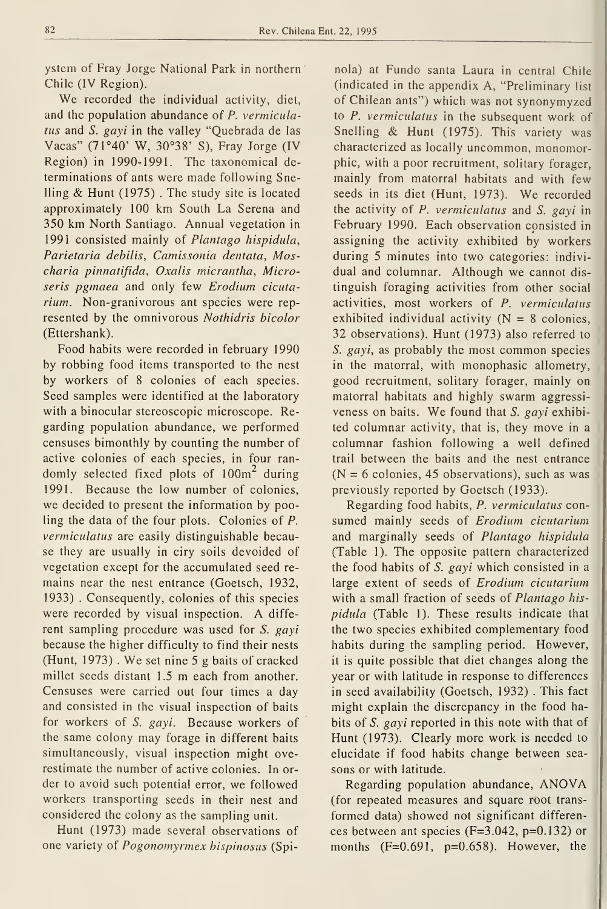ystem of Fray Jorge National Park in northern Chile (IV Region).

We recorded the individual activity, diet, and the population abundance of *P. vermiculatus* and *S. gayi* in the valley "Quebrada de las Vacas" (71°40' W, 30°38' S), Fray Jorge (IV Region) in 1990-1991. The taxonomical determinations of ants were made following Snelling & Hunt (1975) . The study site is located approximately 100 km South La Serena and 350 km North Santiago. Annual vegetation in 1991 consisted mainly of *Plantago hispidula, Parietaria debilis, Camissonia dentata, Moscharia pinnatifida, Oxalis micrantha, Microseris pgmaea* and only few *Erodium cicutarium*. Non-granivorous ant species were represented by the omnivorous *Nothidris bicolor* (Ettershank).

Food habits were recorded in february 1990 by robbing food items transported to the nest by workers of 8 colonies of each species. Seed samples were identified at the laboratory with a binocular stereoscopic microscope. Regarding population abundance, we performed censuses bimonthly by counting the number of active colonies of each species, in four randomly selected fixed plots of $100m^2$ during 1991. Because the low number of colonies, we decided to present the information by pooling the data of the four plots. Colonies of *P. vermiculatus* are easily distinguishable because they are usually in ciry soils devoided of vegetation except for the accumulated seed remains near the nest entrance (Goetsch, 1932, 1933) . Consequently, colonies of this species were recorded by visual inspection. A different sampling procedure was used for *S. gayi* because the higher difficulty to find their nests (Hunt, 1973) . We set nine 5 g baits of cracked millet seeds distant 1.5 m each from another. Censuses were carried out four times a day and consisted in the visual inspection of baits for workers of *S. gayi*. Because workers of the same colony may forage in different baits simultaneously, visual inspection might overestimate the number of active colonies. In order to avoid such potential error, we followed workers transporting seeds in their nest and considered the colony as the sampling unit.

Hunt (1973) made several observations of one variety of *Pogonomyrmex bispinosus* (Spinola) at Fundo santa Laura in central Chile (indicated in the appendix A, "Preliminary list of Chilean ants") which was not synonymyzed to *P. vermiculatus* in the subsequent work of Snelling & Hunt (1975). This variety was characterized as locally uncommon, monomorphic, with a poor recruitment, solitary forager, mainly from matorral habitats and with few seeds in its diet (Hunt, 1973). We recorded the activity of *P. vermiculatus* and *S. gayi* in February 1990. Each observation consisted in assigning the activity exhibited by workers during 5 minutes into two categories: individual and columnar. Although we cannot distinguish foraging activities from other social activities, most workers of *P. vermiculatus* exhibited individual activity (N = 8 colonies, 32 observations). Hunt (1973) also referred to *S. gayi*, as probably the most common species in the matorral, with monophasic allometry, good recruitment, solitary forager, mainly on matorral habitats and highly swarm aggressiveness on baits. We found that *S. gayi* exhibited columnar activity, that is, they move in a columnar fashion following a well defined trail between the baits and the nest entrance (N = 6 colonies, 45 observations), such as was previously reported by Goetsch (1933).

Regarding food habits, *P. vermiculatus* consumed mainly seeds of *Erodium cicutarium* and marginally seeds of *Plantago hispidula* (Table 1). The opposite pattern characterized the food habits of *S. gayi* which consisted in a large extent of seeds of *Erodium cicutarium* with a small fraction of seeds of *Plantago hispidula* (Table 1). These results indicate that the two species exhibited complementary food habits during the sampling period. However, it is quite possible that diet changes along the year or with latitude in response to differences in seed availability (Goetsch, 1932) . This fact might explain the discrepancy in the food habits of *S. gayi* reported in this note with that of Hunt (1973). Clearly more work is needed to elucidate if food habits change between seasons or with latitude.

Regarding population abundance, ANOVA (for repeated measures and square root transformed data) showed not significant differences between ant species ($F=3.042$, $p=0.132$) or months ($F=0.691$, $p=0.658$). However, the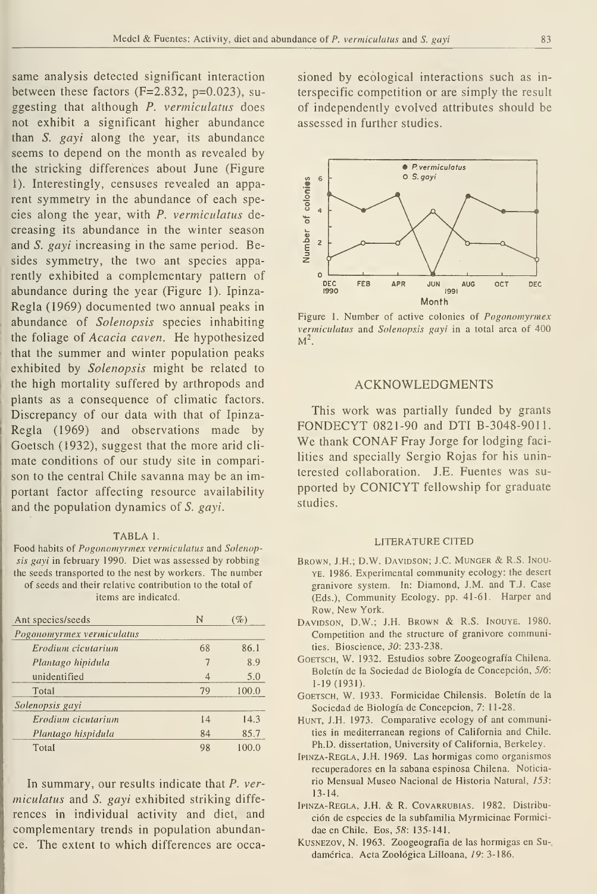same analysis detected significant interaction between these factors (F=2.832, p=0.023), suggesting that although *P. vermiculatus* does not exhibit a significant higher abundance than *S. gayi* along the year, its abundance seems to depend on the month as revealed by the stricking differences about June (Figure 1). Interestingly, censuses revealed an apparent symmetry in the abundance of each species along the year, with *P. vermiculatus* decreasing its abundance in the winter season and *S. gayi* increasing in the same period. Besides symmetry, the two ant species apparently exhibited a complementary pattern of abundance during the year (Figure 1). Ipinza-Regla (1969) documented two annual peaks in abundance of *Solenopsis* species inhabiting the foliage of *Acacia caven*. He hypothesized that the summer and winter population peaks exhibited by *Solenopsis* might be related to the high mortality suffered by arthropods and plants as a consequence of climatic factors. Discrepancy of our data with that of Ipinza-Regla (1969) and observations made by Goetsch (1932), suggest that the more arid climate conditions of our study site in comparison to the central Chile savanna may be an important factor affecting resource availability and the population dynamics of *S. gayi*.

TABLA 1.
Food habits of *Pogonomyrmex vermiculatus* and *Solenopsis gayi* in february 1990. Diet was assessed by robbing the seeds transported to the nest by workers. The number of seeds and their relative contribution to the total of items are indicated.

| Ant species/seeds | N | (%) |
|---|---|---|
| *Pogonomyrmex vermiculatus* | | |
| *Erodium cicutarium* | 68 | 86.1 |
| *Plantago hipidula* | 7 | 8.9 |
| unidentified | 4 | 5.0 |
| Total | 79 | 100.0 |
| *Solenopsis gayi* | | |
| *Erodium cicutarium* | 14 | 14.3 |
| *Plantago hispidula* | 84 | 85.7 |
| Total | 98 | 100.0 |

In summary, our results indicate that *P. vermiculatus* and *S. gayi* exhibited striking differences in individual activity and diet, and complementary trends in population abundance. The extent to which differences are occasioned by ecological interactions such as interspecific competition or are simply the result of independently evolved attributes should be assessed in further studies.

Figure 1. Number of active colonies of *Pogonomyrmex vermiculatus* and *Solenopsis gayi* in a total area of 400 $M^2$.

## ACKNOWLEDGMENTS

This work was partially funded by grants FONDECYT 0821-90 and DTI B-3048-9011. We thank CONAF Fray Jorge for lodging facilities and specially Sergio Rojas for his uninterested collaboration. J.E. Fuentes was supported by CONICYT fellowship for graduate studies.

## LITERATURE CITED

Brown, J.H.; D.W. Davidson; J.C. Munger & R.S. Inouye. 1986. Experimental community ecology: the desert granivore system. In: Diamond, J.M. and T.J. Case (Eds.), Community Ecology. pp. 41-61. Harper and Row, New York.

Davidson, D.W.; J.H. Brown & R.S. Inouye. 1980. Competition and the structure of granivore communities. Bioscience, *30*: 233-238.

Goetsch, W. 1932. Estudios sobre Zoogeografía Chilena. Boletín de la Sociedad de Biología de Concepción, *5/6*: 1-19 (1931).

Goetsch, W. 1933. Formicidae Chilensis. Boletín de la Sociedad de Biología de Concepcion, *7*: 11-28.

Hunt, J.H. 1973. Comparative ecology of ant communities in mediterranean regions of California and Chile. Ph.D. dissertation, University of California, Berkeley.

Ipinza-Regla, J.H. 1969. Las hormigas como organismos recuperadores en la sabana espinosa Chilena. Noticiario Mensual Museo Nacional de Historia Natural, *153*: 13-14.

Ipinza-Regla, J.H. & R. Covarrubias. 1982. Distribución de especies de la subfamilia Myrmicinae Formicidae en Chile. Eos, *58*: 135-141.

Kusnezov, N. 1963. Zoogeografia de las hormigas en Sudamérica. Acta Zoológica Lilloana, *19*: 3-186.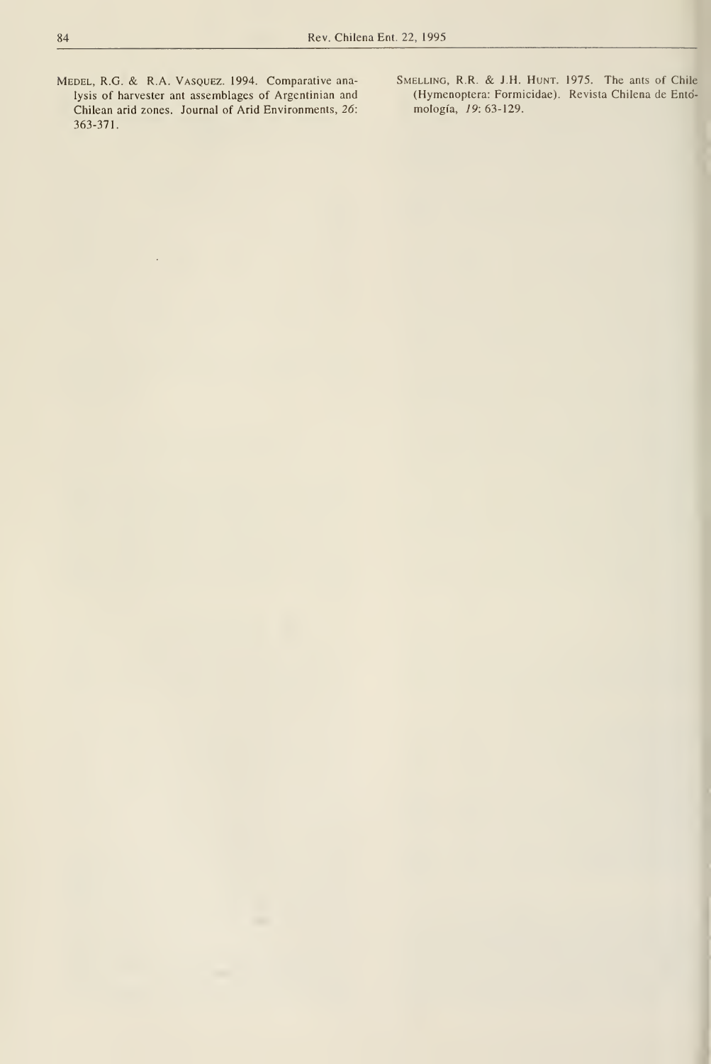MEDEL, R.G. & R.A. VASQUEZ. 1994. Comparative analysis of harvester ant assemblages of Argentinian and Chilean arid zones. Journal of Arid Environments, *26*: 363-371.

SMELLING, R.R. & J.H. HUNT. 1975. The ants of Chile (Hymenoptera: Formicidae). Revista Chilena de Entomología, *19*: 63-129.